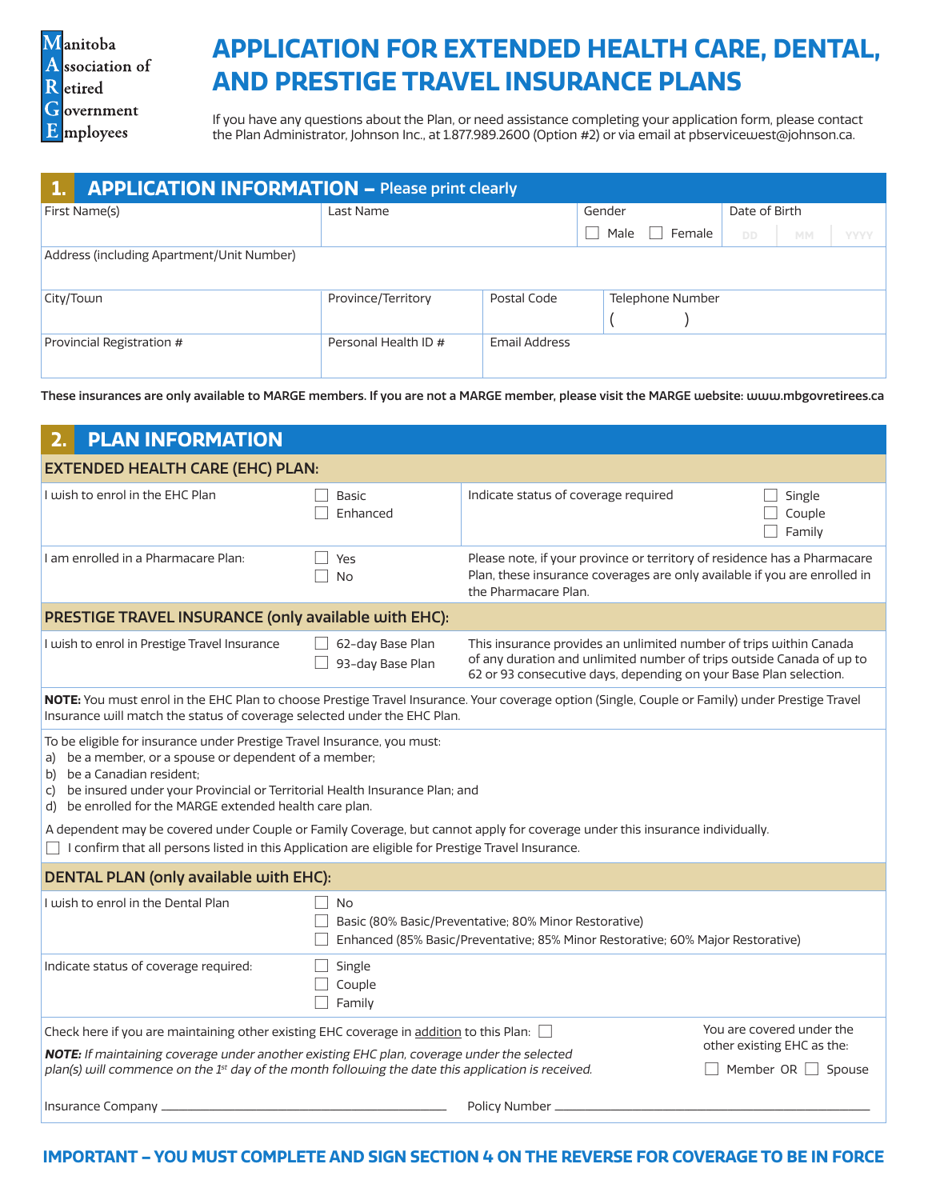**M**anitoba
**A**ssociation of
**R**etired
**G**overnment
**E**mployees

# APPLICATION FOR EXTENDED HEALTH CARE, DENTAL, AND PRESTIGE TRAVEL INSURANCE PLANS

If you have any questions about the Plan, or need assistance completing your application form, please contact the Plan Administrator, Johnson Inc., at 1.877.989.2600 (Option #2) or via email at pbservicewest@johnson.ca.

## 1. APPLICATION INFORMATION – Please print clearly

| First Name(s) | Last Name | | Gender ☐ Male ☐ Female | Date of Birth DD MM YYYY |
|---|---|---|---|---|
| Address (including Apartment/Unit Number) | | | | |
| City/Town | Province/Territory | Postal Code | Telephone Number ( ) | |
| Provincial Registration # | Personal Health ID # | Email Address | | |

**These insurances are only available to MARGE members. If you are not a MARGE member, please visit the MARGE website: www.mbgovretirees.ca**

## 2. PLAN INFORMATION

### EXTENDED HEALTH CARE (EHC) PLAN:

| | | | |
|---|---|---|---|
| I wish to enrol in the EHC Plan | ☐ Basic<br>☐ Enhanced | Indicate status of coverage required | ☐ Single<br>☐ Couple<br>☐ Family |
| I am enrolled in a Pharmacare Plan: | ☐ Yes<br>☐ No | Please note, if your province or territory of residence has a Pharmacare Plan, these insurance coverages are only available if you are enrolled in the Pharmacare Plan. | |

### PRESTIGE TRAVEL INSURANCE (only available with EHC):

| | | |
|---|---|---|
| I wish to enrol in Prestige Travel Insurance | ☐ 62-day Base Plan<br>☐ 93-day Base Plan | This insurance provides an unlimited number of trips within Canada of any duration and unlimited number of trips outside Canada of up to 62 or 93 consecutive days, depending on your Base Plan selection. |

**NOTE:** You must enrol in the EHC Plan to choose Prestige Travel Insurance. Your coverage option (Single, Couple or Family) under Prestige Travel Insurance will match the status of coverage selected under the EHC Plan.

To be eligible for insurance under Prestige Travel Insurance, you must:
a) be a member, or a spouse or dependent of a member;
b) be a Canadian resident;
c) be insured under your Provincial or Territorial Health Insurance Plan; and
d) be enrolled for the MARGE extended health care plan.

A dependent may be covered under Couple or Family Coverage, but cannot apply for coverage under this insurance individually.

☐ I confirm that all persons listed in this Application are eligible for Prestige Travel Insurance.

### DENTAL PLAN (only available with EHC):

| | |
|---|---|
| I wish to enrol in the Dental Plan | ☐ No<br>☐ Basic (80% Basic/Preventative; 80% Minor Restorative)<br>☐ Enhanced (85% Basic/Preventative; 85% Minor Restorative; 60% Major Restorative) |
| Indicate status of coverage required: | ☐ Single<br>☐ Couple<br>☐ Family |

Check here if you are maintaining other existing EHC coverage in addition to this Plan: ☐

***NOTE:*** *If maintaining coverage under another existing EHC plan, coverage under the selected plan(s) will commence on the 1st day of the month following the date this application is received.*

You are covered under the other existing EHC as the: ☐ Member OR ☐ Spouse

Insurance Company ______________________ Policy Number ______________________

**IMPORTANT – YOU MUST COMPLETE AND SIGN SECTION 4 ON THE REVERSE FOR COVERAGE TO BE IN FORCE**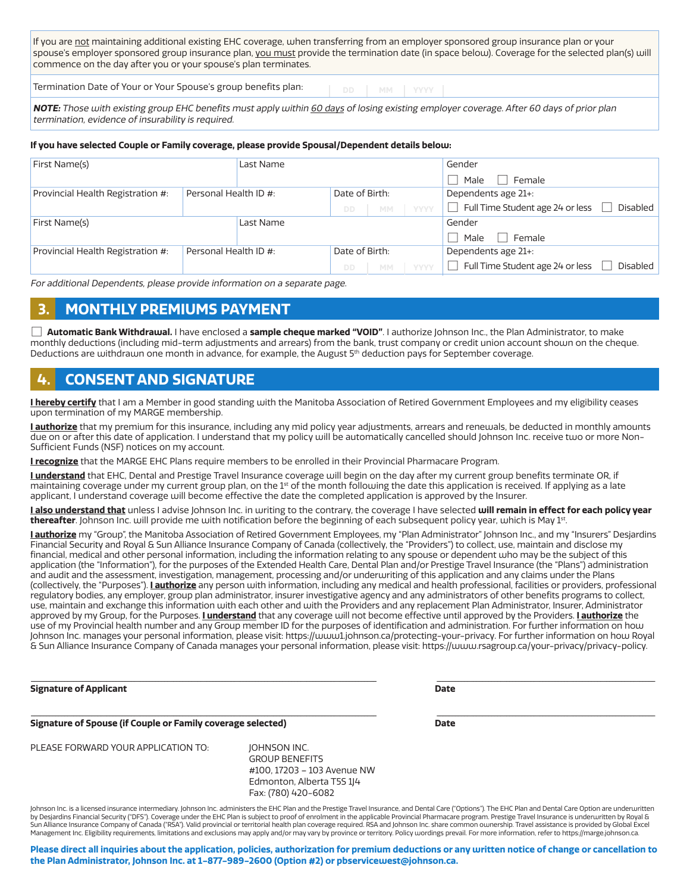If you are not maintaining additional existing EHC coverage, when transferring from an employer sponsored group insurance plan or your spouse's employer sponsored group insurance plan, you must provide the termination date (in space below). Coverage for the selected plan(s) will commence on the day after you or your spouse's plan terminates.

Termination Date of Your or Your Spouse's group benefits plan: DD | MM | YYYY

***NOTE:*** *Those with existing group EHC benefits must apply within 60 days of losing existing employer coverage. After 60 days of prior plan termination, evidence of insurability is required.*

**If you have selected Couple or Family coverage, please provide Spousal/Dependent details below:**

| | | | |
|---|---|---|---|
| First Name(s) | Last Name | | Gender ☐ Male ☐ Female |
| Provincial Health Registration #: | Personal Health ID #: | Date of Birth: DD \| MM \| YYYY | Dependents age 21+: ☐ Full Time Student age 24 or less ☐ Disabled |
| First Name(s) | Last Name | | Gender ☐ Male ☐ Female |
| Provincial Health Registration #: | Personal Health ID #: | Date of Birth: DD \| MM \| YYYY | Dependents age 21+: ☐ Full Time Student age 24 or less ☐ Disabled |

*For additional Dependents, please provide information on a separate page.*

## 3. MONTHLY PREMIUMS PAYMENT

☐ **Automatic Bank Withdrawal.** I have enclosed a **sample cheque marked "VOID"**. I authorize Johnson Inc., the Plan Administrator, to make monthly deductions (including mid-term adjustments and arrears) from the bank, trust company or credit union account shown on the cheque. Deductions are withdrawn one month in advance, for example, the August 5th deduction pays for September coverage.

## 4. CONSENT AND SIGNATURE

**I hereby certify** that I am a Member in good standing with the Manitoba Association of Retired Government Employees and my eligibility ceases upon termination of my MARGE membership.

**I authorize** that my premium for this insurance, including any mid policy year adjustments, arrears and renewals, be deducted in monthly amounts due on or after this date of application. I understand that my policy will be automatically cancelled should Johnson Inc. receive two or more Non-Sufficient Funds (NSF) notices on my account.

**I recognize** that the MARGE EHC Plans require members to be enrolled in their Provincial Pharmacare Program.

**I understand** that EHC, Dental and Prestige Travel Insurance coverage will begin on the day after my current group benefits terminate OR, if maintaining coverage under my current group plan, on the 1st of the month following the date this application is received. If applying as a late applicant, I understand coverage will become effective the date the completed application is approved by the Insurer.

**I also understand that** unless I advise Johnson Inc. in writing to the contrary, the coverage I have selected **will remain in effect for each policy year thereafter**. Johnson Inc. will provide me with notification before the beginning of each subsequent policy year, which is May 1st.

**I authorize** my "Group", the Manitoba Association of Retired Government Employees, my "Plan Administrator" Johnson Inc., and my "Insurers" Desjardins Financial Security and Royal & Sun Alliance Insurance Company of Canada (collectively, the "Providers") to collect, use, maintain and disclose my financial, medical and other personal information, including the information relating to any spouse or dependent who may be the subject of this application (the "Information"), for the purposes of the Extended Health Care, Dental Plan and/or Prestige Travel Insurance (the "Plans") administration and audit and the assessment, investigation, management, processing and/or underwriting of this application and any claims under the Plans (collectively, the "Purposes"). **I authorize** any person with information, including any medical and health professional, facilities or providers, professional regulatory bodies, any employer, group plan administrator, insurer investigative agency and any administrators of other benefits programs to collect, use, maintain and exchange this information with each other and with the Providers and any replacement Plan Administrator, Insurer, Administrator approved by my Group, for the Purposes. **I understand** that any coverage will not become effective until approved by the Providers. **I authorize** the use of my Provincial health number and any Group member ID for the purposes of identification and administration. For further information on how Johnson Inc. manages your personal information, please visit: https://www1.johnson.ca/protecting-your-privacy. For further information on how Royal & Sun Alliance Insurance Company of Canada manages your personal information, please visit: https://www.rsagroup.ca/your-privacy/privacy-policy.

**Signature of Applicant** ______________________ **Date** ______________

**Signature of Spouse (if Couple or Family coverage selected)** ______________________ **Date** ______________

PLEASE FORWARD YOUR APPLICATION TO:

JOHNSON INC.
GROUP BENEFITS
#100, 17203 – 103 Avenue NW
Edmonton, Alberta T5S 1J4
Fax: (780) 420-6082

Johnson Inc. is a licensed insurance intermediary. Johnson Inc. administers the EHC Plan and the Prestige Travel Insurance, and Dental Care ("Options"). The EHC Plan and Dental Care Option are underwritten by Desjardins Financial Security ("DFS"). Coverage under the EHC Plan is subject to proof of enrolment in the applicable Provincial Pharmacare program. Prestige Travel Insurance is underwritten by Royal & Sun Alliance Insurance Company of Canada ("RSA"). Valid provincial or territorial health plan coverage required. RSA and Johnson Inc. share common ownership. Travel assistance is provided by Global Excel Management Inc. Eligibility requirements, limitations and exclusions may apply and/or may vary by province or territory. Policy wordings prevail. For more information, refer to https://marge.johnson.ca.

**Please direct all inquiries about the application, policies, authorization for premium deductions or any written notice of change or cancellation to the Plan Administrator, Johnson Inc. at 1-877-989-2600 (Option #2) or pbservicewest@johnson.ca.**